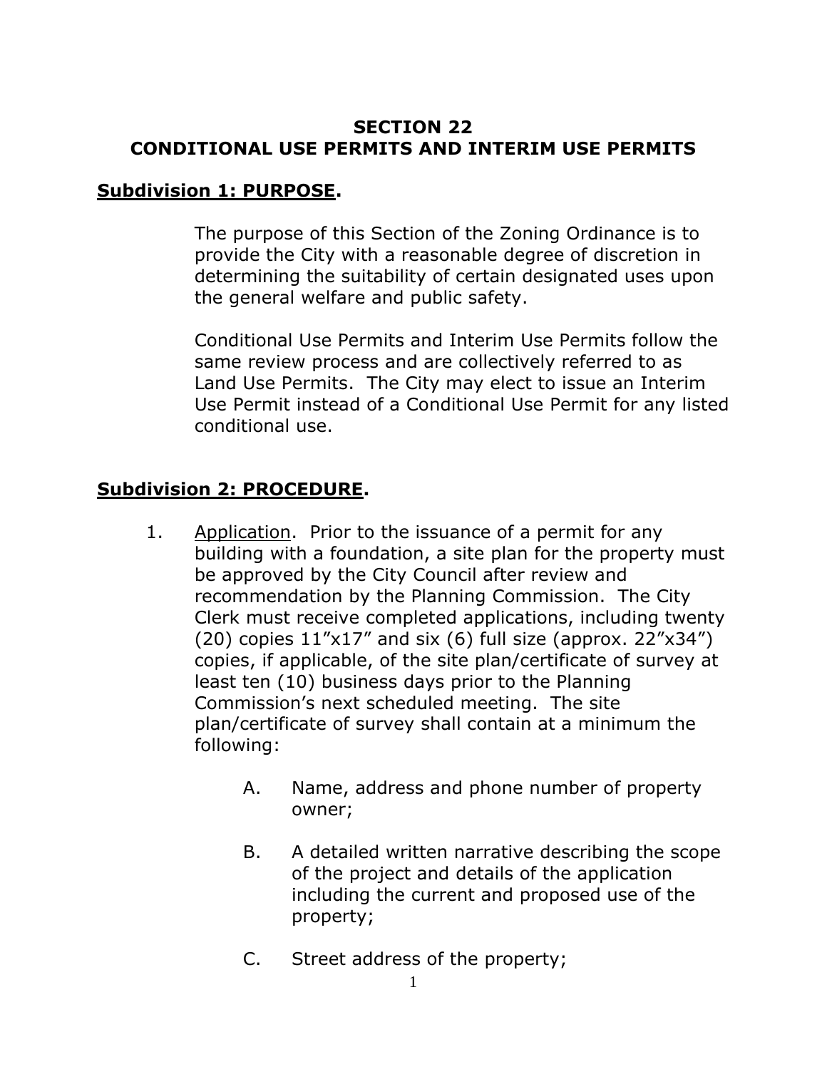# SECTION 22
# CONDITIONAL USE PERMITS AND INTERIM USE PERMITS

## **Subdivision 1: PURPOSE.**

The purpose of this Section of the Zoning Ordinance is to provide the City with a reasonable degree of discretion in determining the suitability of certain designated uses upon the general welfare and public safety.

Conditional Use Permits and Interim Use Permits follow the same review process and are collectively referred to as Land Use Permits. The City may elect to issue an Interim Use Permit instead of a Conditional Use Permit for any listed conditional use.

## **Subdivision 2: PROCEDURE.**

1. Application. Prior to the issuance of a permit for any building with a foundation, a site plan for the property must be approved by the City Council after review and recommendation by the Planning Commission. The City Clerk must receive completed applications, including twenty (20) copies 11"x17" and six (6) full size (approx. 22"x34") copies, if applicable, of the site plan/certificate of survey at least ten (10) business days prior to the Planning Commission's next scheduled meeting. The site plan/certificate of survey shall contain at a minimum the following:

   A. Name, address and phone number of property owner;

   B. A detailed written narrative describing the scope of the project and details of the application including the current and proposed use of the property;

   C. Street address of the property;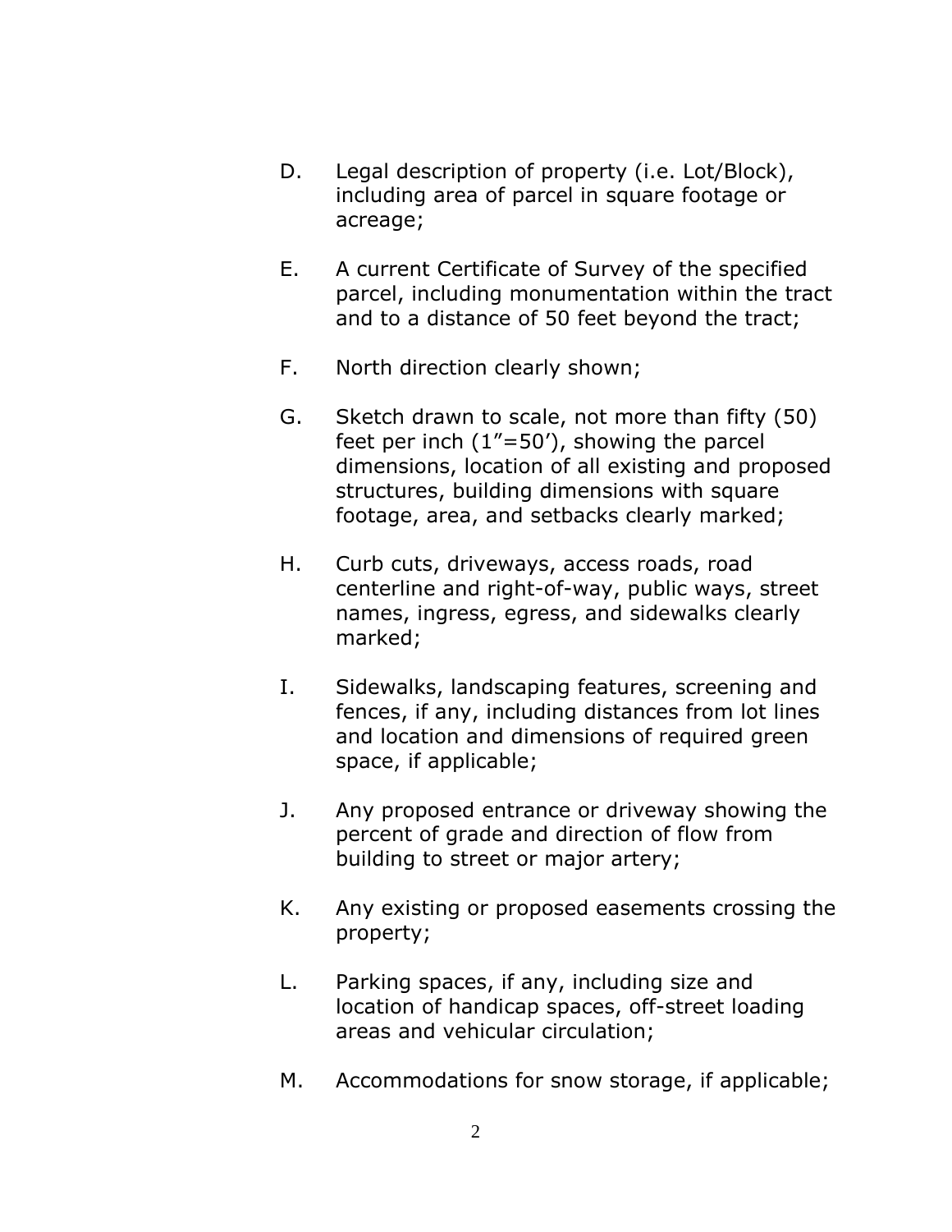D. Legal description of property (i.e. Lot/Block), including area of parcel in square footage or acreage;

E. A current Certificate of Survey of the specified parcel, including monumentation within the tract and to a distance of 50 feet beyond the tract;

F. North direction clearly shown;

G. Sketch drawn to scale, not more than fifty (50) feet per inch (1"=50'), showing the parcel dimensions, location of all existing and proposed structures, building dimensions with square footage, area, and setbacks clearly marked;

H. Curb cuts, driveways, access roads, road centerline and right-of-way, public ways, street names, ingress, egress, and sidewalks clearly marked;

I. Sidewalks, landscaping features, screening and fences, if any, including distances from lot lines and location and dimensions of required green space, if applicable;

J. Any proposed entrance or driveway showing the percent of grade and direction of flow from building to street or major artery;

K. Any existing or proposed easements crossing the property;

L. Parking spaces, if any, including size and location of handicap spaces, off-street loading areas and vehicular circulation;

M. Accommodations for snow storage, if applicable;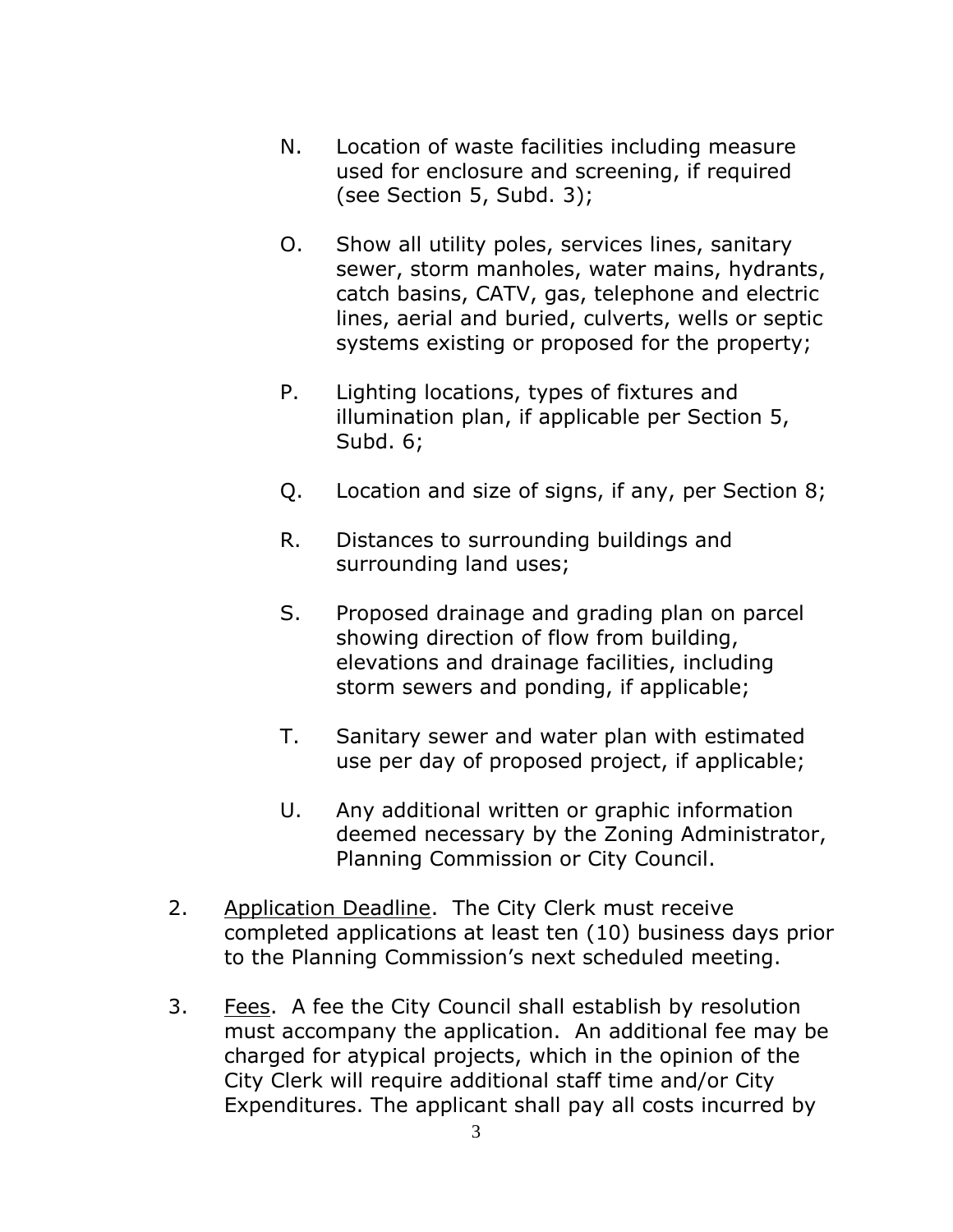N. Location of waste facilities including measure used for enclosure and screening, if required (see Section 5, Subd. 3);

O. Show all utility poles, services lines, sanitary sewer, storm manholes, water mains, hydrants, catch basins, CATV, gas, telephone and electric lines, aerial and buried, culverts, wells or septic systems existing or proposed for the property;

P. Lighting locations, types of fixtures and illumination plan, if applicable per Section 5, Subd. 6;

Q. Location and size of signs, if any, per Section 8;

R. Distances to surrounding buildings and surrounding land uses;

S. Proposed drainage and grading plan on parcel showing direction of flow from building, elevations and drainage facilities, including storm sewers and ponding, if applicable;

T. Sanitary sewer and water plan with estimated use per day of proposed project, if applicable;

U. Any additional written or graphic information deemed necessary by the Zoning Administrator, Planning Commission or City Council.

2. Application Deadline. The City Clerk must receive completed applications at least ten (10) business days prior to the Planning Commission's next scheduled meeting.

3. Fees. A fee the City Council shall establish by resolution must accompany the application. An additional fee may be charged for atypical projects, which in the opinion of the City Clerk will require additional staff time and/or City Expenditures. The applicant shall pay all costs incurred by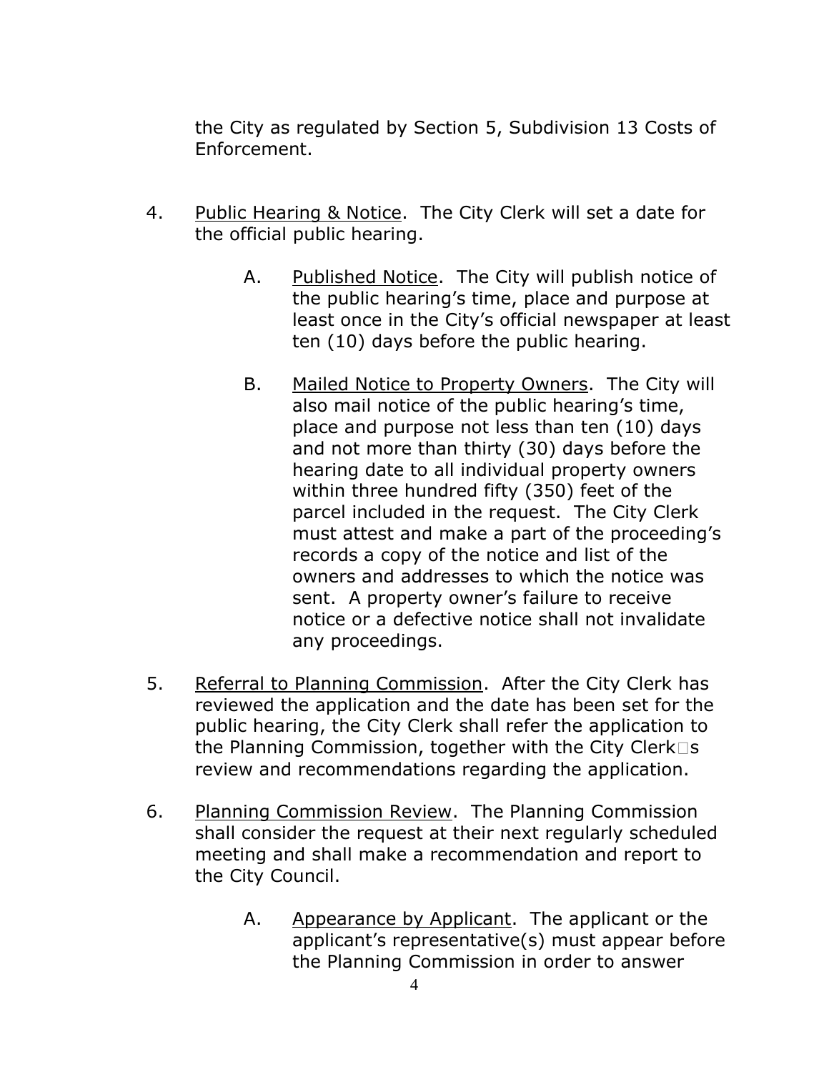the City as regulated by Section 5, Subdivision 13 Costs of Enforcement.

4. <u>Public Hearing & Notice</u>. The City Clerk will set a date for the official public hearing.

   A. <u>Published Notice</u>. The City will publish notice of the public hearing's time, place and purpose at least once in the City's official newspaper at least ten (10) days before the public hearing.

   B. <u>Mailed Notice to Property Owners</u>. The City will also mail notice of the public hearing's time, place and purpose not less than ten (10) days and not more than thirty (30) days before the hearing date to all individual property owners within three hundred fifty (350) feet of the parcel included in the request. The City Clerk must attest and make a part of the proceeding's records a copy of the notice and list of the owners and addresses to which the notice was sent. A property owner's failure to receive notice or a defective notice shall not invalidate any proceedings.

5. <u>Referral to Planning Commission</u>. After the City Clerk has reviewed the application and the date has been set for the public hearing, the City Clerk shall refer the application to the Planning Commission, together with the City Clerk□s review and recommendations regarding the application.

6. <u>Planning Commission Review</u>. The Planning Commission shall consider the request at their next regularly scheduled meeting and shall make a recommendation and report to the City Council.

   A. <u>Appearance by Applicant</u>. The applicant or the applicant's representative(s) must appear before the Planning Commission in order to answer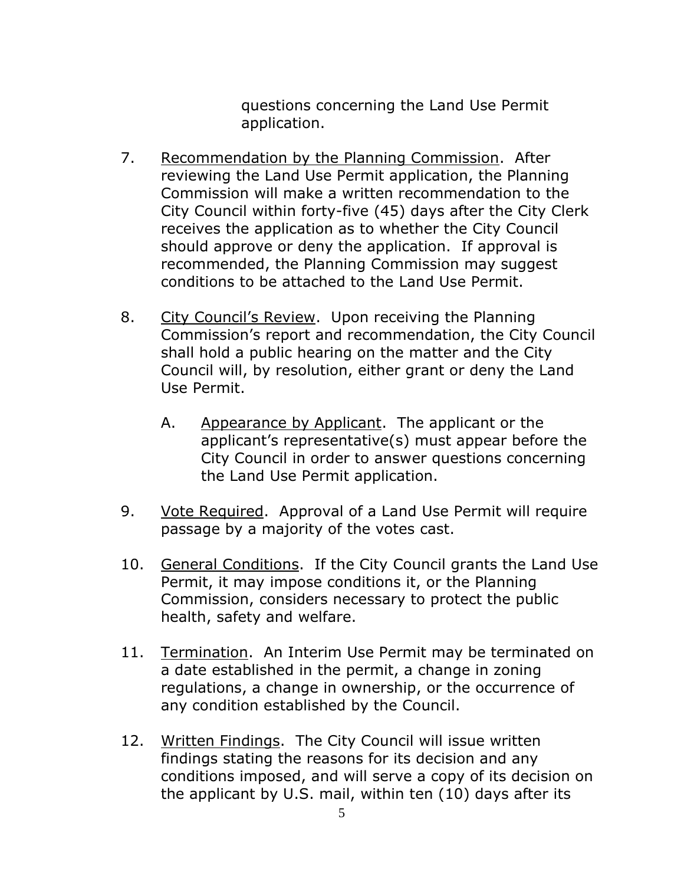questions concerning the Land Use Permit application.

7. Recommendation by the Planning Commission. After reviewing the Land Use Permit application, the Planning Commission will make a written recommendation to the City Council within forty-five (45) days after the City Clerk receives the application as to whether the City Council should approve or deny the application. If approval is recommended, the Planning Commission may suggest conditions to be attached to the Land Use Permit.

8. City Council's Review. Upon receiving the Planning Commission's report and recommendation, the City Council shall hold a public hearing on the matter and the City Council will, by resolution, either grant or deny the Land Use Permit.

   A. Appearance by Applicant. The applicant or the applicant's representative(s) must appear before the City Council in order to answer questions concerning the Land Use Permit application.

9. Vote Required. Approval of a Land Use Permit will require passage by a majority of the votes cast.

10. General Conditions. If the City Council grants the Land Use Permit, it may impose conditions it, or the Planning Commission, considers necessary to protect the public health, safety and welfare.

11. Termination. An Interim Use Permit may be terminated on a date established in the permit, a change in zoning regulations, a change in ownership, or the occurrence of any condition established by the Council.

12. Written Findings. The City Council will issue written findings stating the reasons for its decision and any conditions imposed, and will serve a copy of its decision on the applicant by U.S. mail, within ten (10) days after its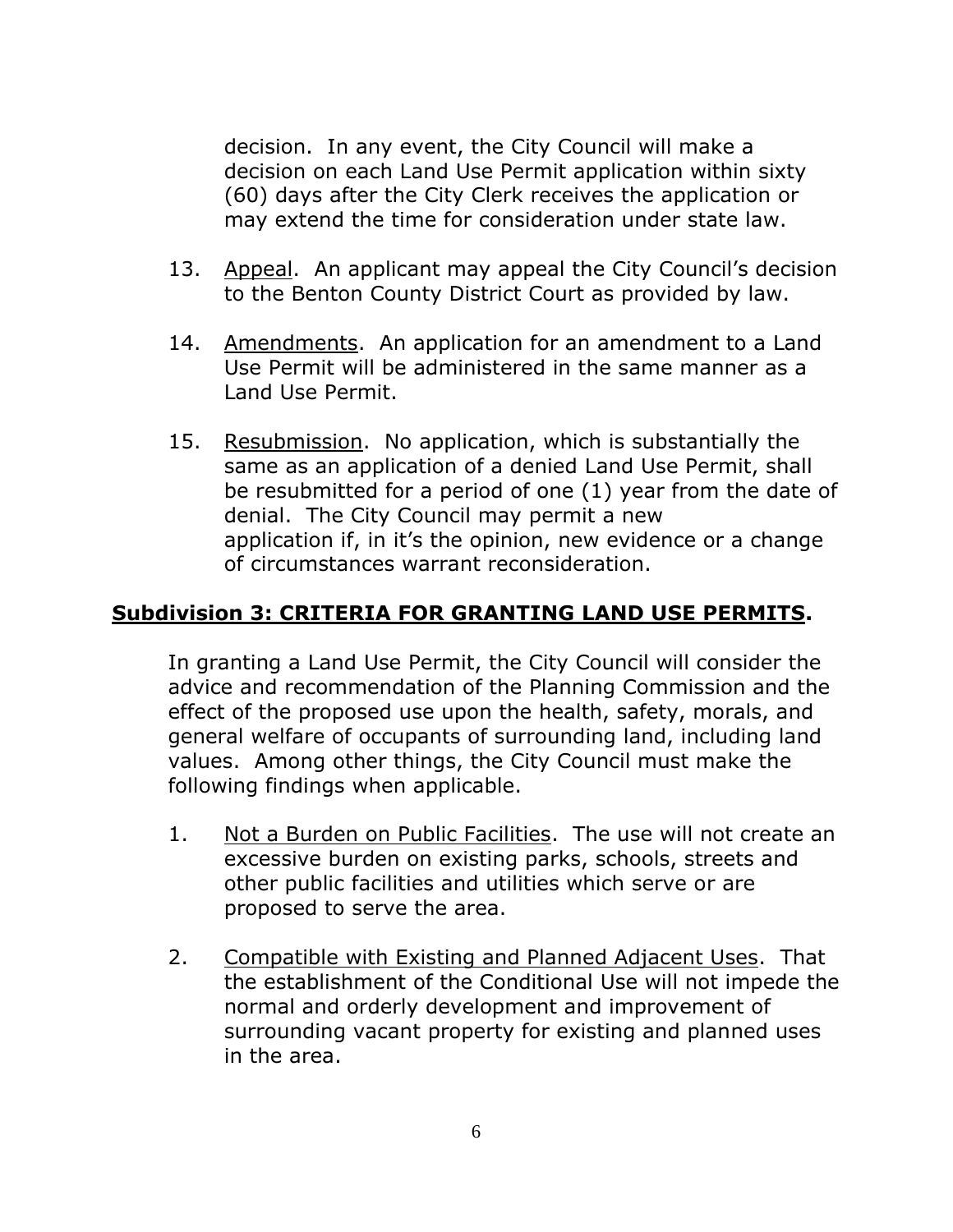decision. In any event, the City Council will make a decision on each Land Use Permit application within sixty (60) days after the City Clerk receives the application or may extend the time for consideration under state law.

13. Appeal. An applicant may appeal the City Council's decision to the Benton County District Court as provided by law.

14. Amendments. An application for an amendment to a Land Use Permit will be administered in the same manner as a Land Use Permit.

15. Resubmission. No application, which is substantially the same as an application of a denied Land Use Permit, shall be resubmitted for a period of one (1) year from the date of denial. The City Council may permit a new application if, in it's the opinion, new evidence or a change of circumstances warrant reconsideration.

## **Subdivision 3: CRITERIA FOR GRANTING LAND USE PERMITS.**

In granting a Land Use Permit, the City Council will consider the advice and recommendation of the Planning Commission and the effect of the proposed use upon the health, safety, morals, and general welfare of occupants of surrounding land, including land values. Among other things, the City Council must make the following findings when applicable.

1. Not a Burden on Public Facilities. The use will not create an excessive burden on existing parks, schools, streets and other public facilities and utilities which serve or are proposed to serve the area.

2. Compatible with Existing and Planned Adjacent Uses. That the establishment of the Conditional Use will not impede the normal and orderly development and improvement of surrounding vacant property for existing and planned uses in the area.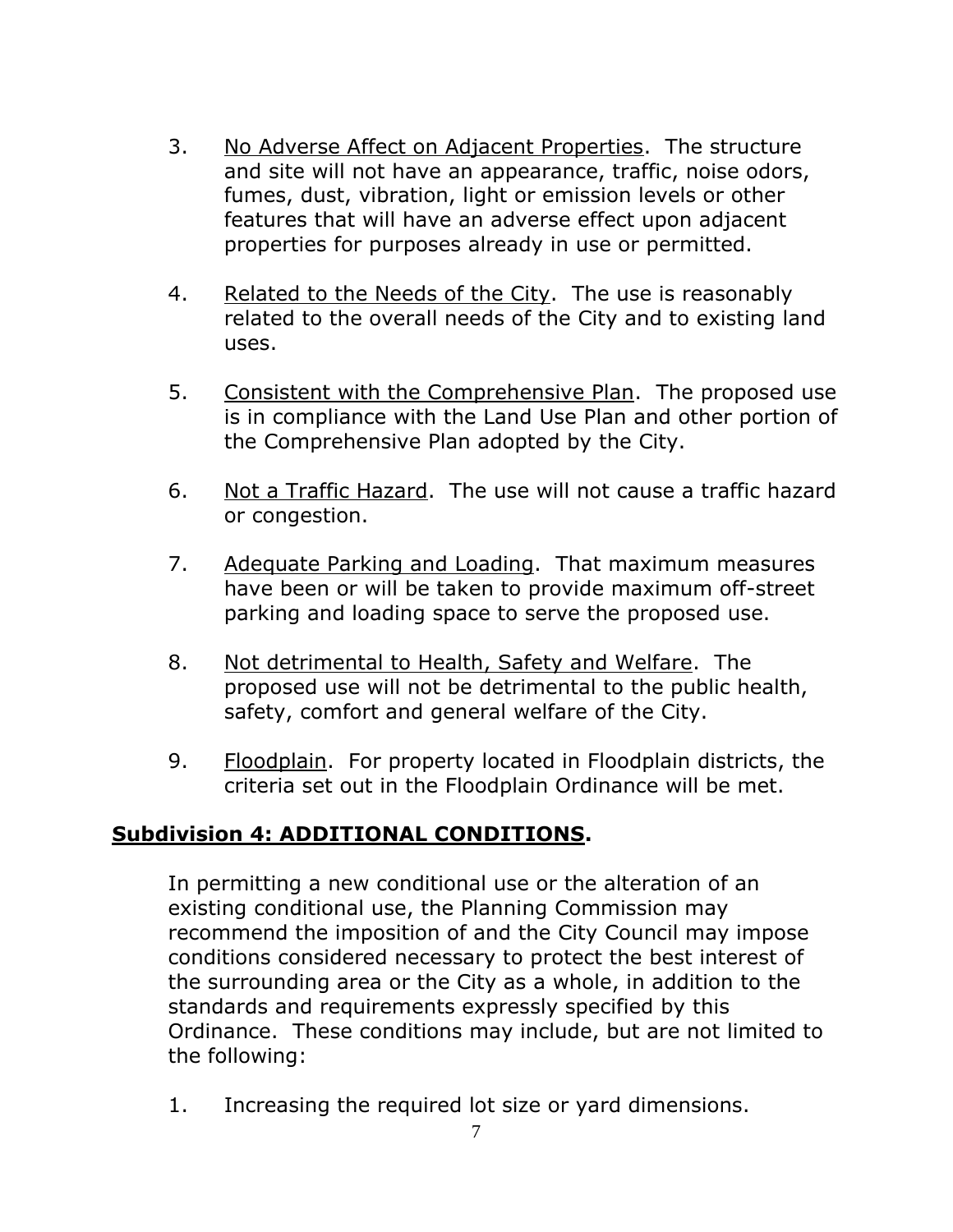3. No Adverse Affect on Adjacent Properties. The structure and site will not have an appearance, traffic, noise odors, fumes, dust, vibration, light or emission levels or other features that will have an adverse effect upon adjacent properties for purposes already in use or permitted.

4. Related to the Needs of the City. The use is reasonably related to the overall needs of the City and to existing land uses.

5. Consistent with the Comprehensive Plan. The proposed use is in compliance with the Land Use Plan and other portion of the Comprehensive Plan adopted by the City.

6. Not a Traffic Hazard. The use will not cause a traffic hazard or congestion.

7. Adequate Parking and Loading. That maximum measures have been or will be taken to provide maximum off-street parking and loading space to serve the proposed use.

8. Not detrimental to Health, Safety and Welfare. The proposed use will not be detrimental to the public health, safety, comfort and general welfare of the City.

9. Floodplain. For property located in Floodplain districts, the criteria set out in the Floodplain Ordinance will be met.

## Subdivision 4: ADDITIONAL CONDITIONS.

In permitting a new conditional use or the alteration of an existing conditional use, the Planning Commission may recommend the imposition of and the City Council may impose conditions considered necessary to protect the best interest of the surrounding area or the City as a whole, in addition to the standards and requirements expressly specified by this Ordinance. These conditions may include, but are not limited to the following:

1. Increasing the required lot size or yard dimensions.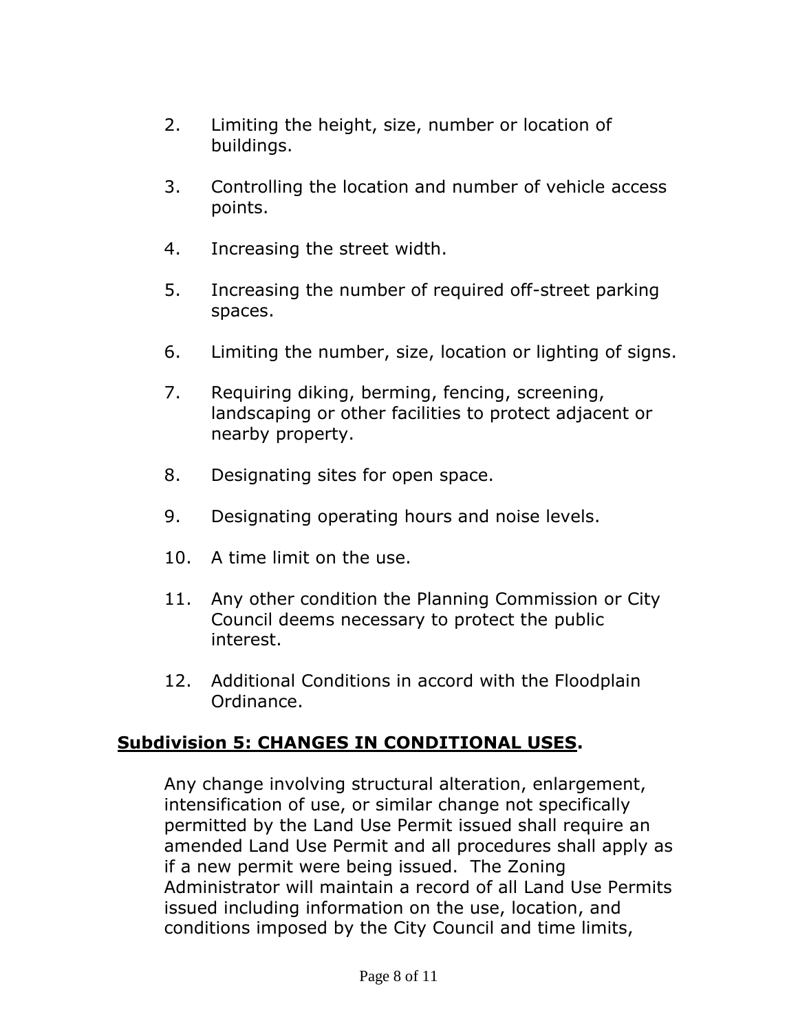2. Limiting the height, size, number or location of buildings.

3. Controlling the location and number of vehicle access points.

4. Increasing the street width.

5. Increasing the number of required off-street parking spaces.

6. Limiting the number, size, location or lighting of signs.

7. Requiring diking, berming, fencing, screening, landscaping or other facilities to protect adjacent or nearby property.

8. Designating sites for open space.

9. Designating operating hours and noise levels.

10. A time limit on the use.

11. Any other condition the Planning Commission or City Council deems necessary to protect the public interest.

12. Additional Conditions in accord with the Floodplain Ordinance.

**Subdivision 5: CHANGES IN CONDITIONAL USES.**

Any change involving structural alteration, enlargement, intensification of use, or similar change not specifically permitted by the Land Use Permit issued shall require an amended Land Use Permit and all procedures shall apply as if a new permit were being issued. The Zoning Administrator will maintain a record of all Land Use Permits issued including information on the use, location, and conditions imposed by the City Council and time limits,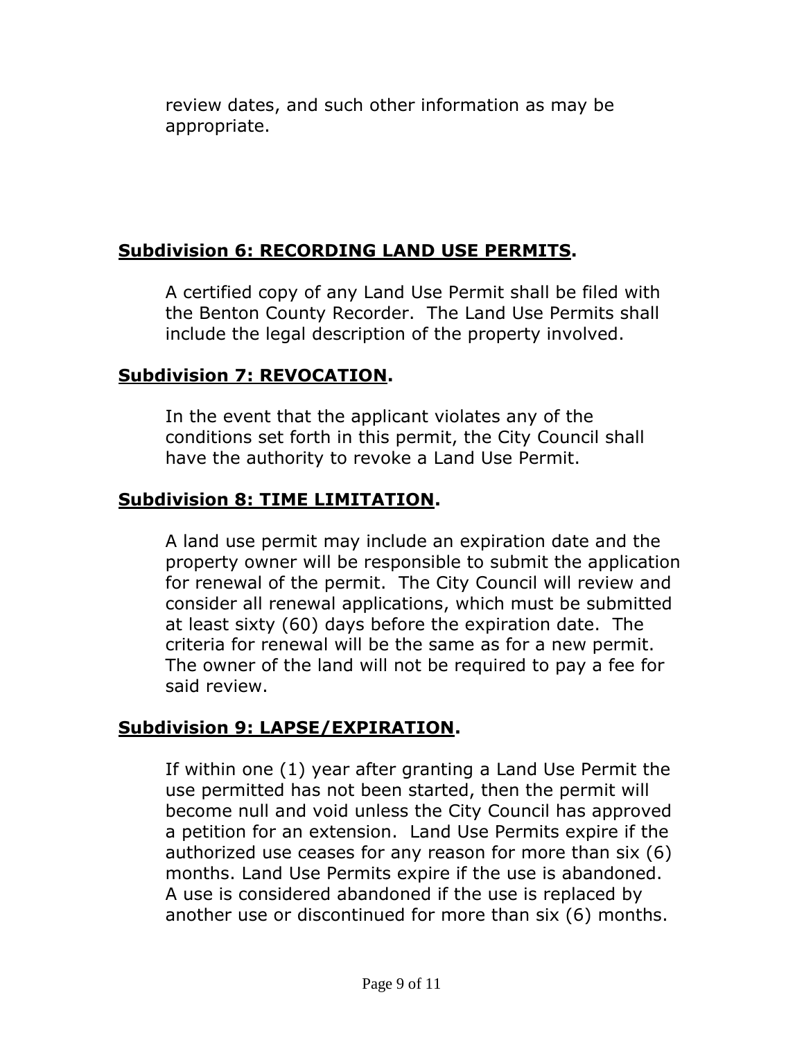review dates, and such other information as may be appropriate.

## **<u>Subdivision 6: RECORDING LAND USE PERMITS</u>.**

A certified copy of any Land Use Permit shall be filed with the Benton County Recorder. The Land Use Permits shall include the legal description of the property involved.

## **<u>Subdivision 7: REVOCATION</u>.**

In the event that the applicant violates any of the conditions set forth in this permit, the City Council shall have the authority to revoke a Land Use Permit.

## **<u>Subdivision 8: TIME LIMITATION</u>.**

A land use permit may include an expiration date and the property owner will be responsible to submit the application for renewal of the permit. The City Council will review and consider all renewal applications, which must be submitted at least sixty (60) days before the expiration date. The criteria for renewal will be the same as for a new permit. The owner of the land will not be required to pay a fee for said review.

## **<u>Subdivision 9: LAPSE/EXPIRATION</u>.**

If within one (1) year after granting a Land Use Permit the use permitted has not been started, then the permit will become null and void unless the City Council has approved a petition for an extension. Land Use Permits expire if the authorized use ceases for any reason for more than six (6) months. Land Use Permits expire if the use is abandoned. A use is considered abandoned if the use is replaced by another use or discontinued for more than six (6) months.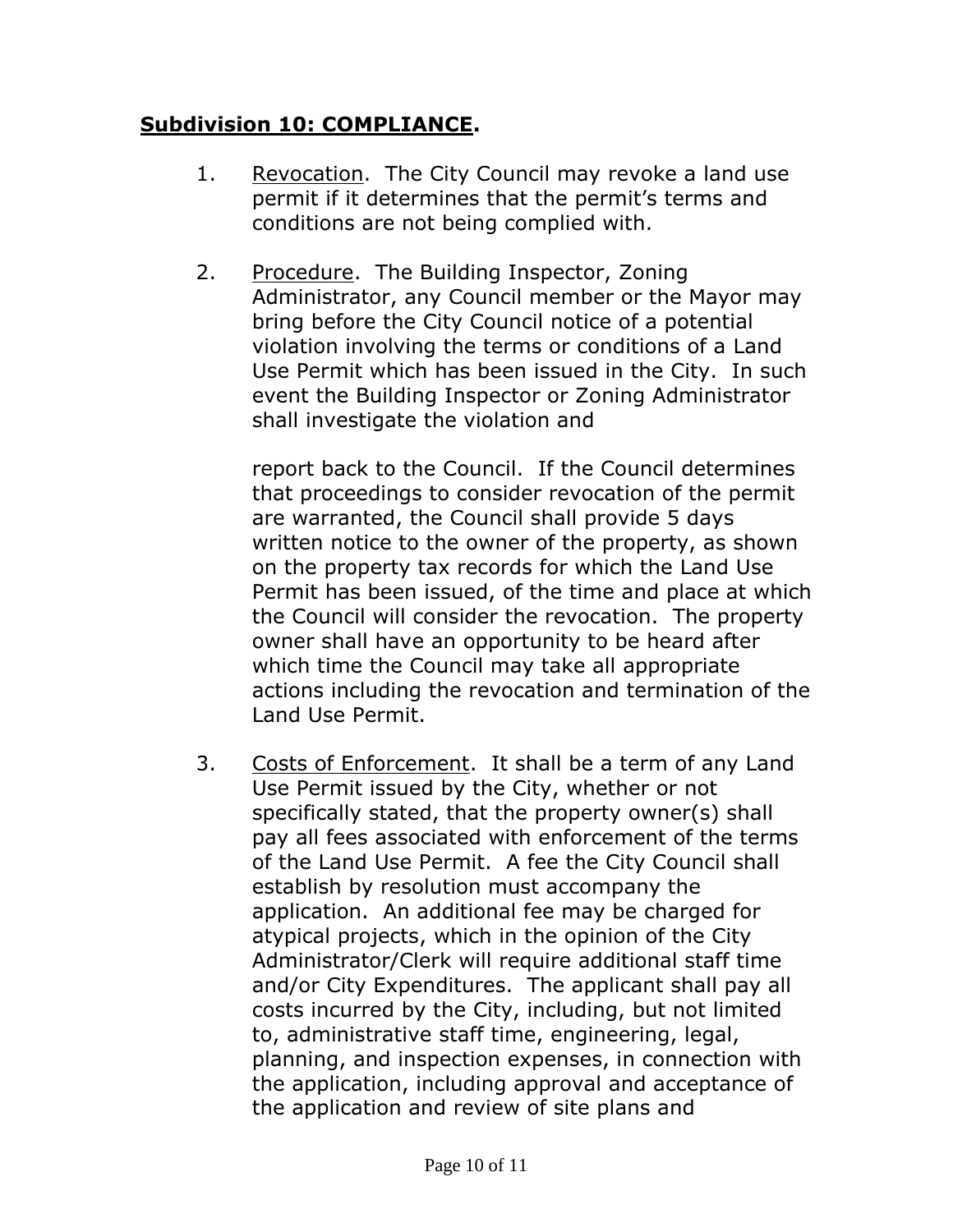## **Subdivision 10: COMPLIANCE.**

1. Revocation. The City Council may revoke a land use permit if it determines that the permit's terms and conditions are not being complied with.

2. Procedure. The Building Inspector, Zoning Administrator, any Council member or the Mayor may bring before the City Council notice of a potential violation involving the terms or conditions of a Land Use Permit which has been issued in the City. In such event the Building Inspector or Zoning Administrator shall investigate the violation and report back to the Council. If the Council determines that proceedings to consider revocation of the permit are warranted, the Council shall provide 5 days written notice to the owner of the property, as shown on the property tax records for which the Land Use Permit has been issued, of the time and place at which the Council will consider the revocation. The property owner shall have an opportunity to be heard after which time the Council may take all appropriate actions including the revocation and termination of the Land Use Permit.

3. Costs of Enforcement. It shall be a term of any Land Use Permit issued by the City, whether or not specifically stated, that the property owner(s) shall pay all fees associated with enforcement of the terms of the Land Use Permit. A fee the City Council shall establish by resolution must accompany the application. An additional fee may be charged for atypical projects, which in the opinion of the City Administrator/Clerk will require additional staff time and/or City Expenditures. The applicant shall pay all costs incurred by the City, including, but not limited to, administrative staff time, engineering, legal, planning, and inspection expenses, in connection with the application, including approval and acceptance of the application and review of site plans and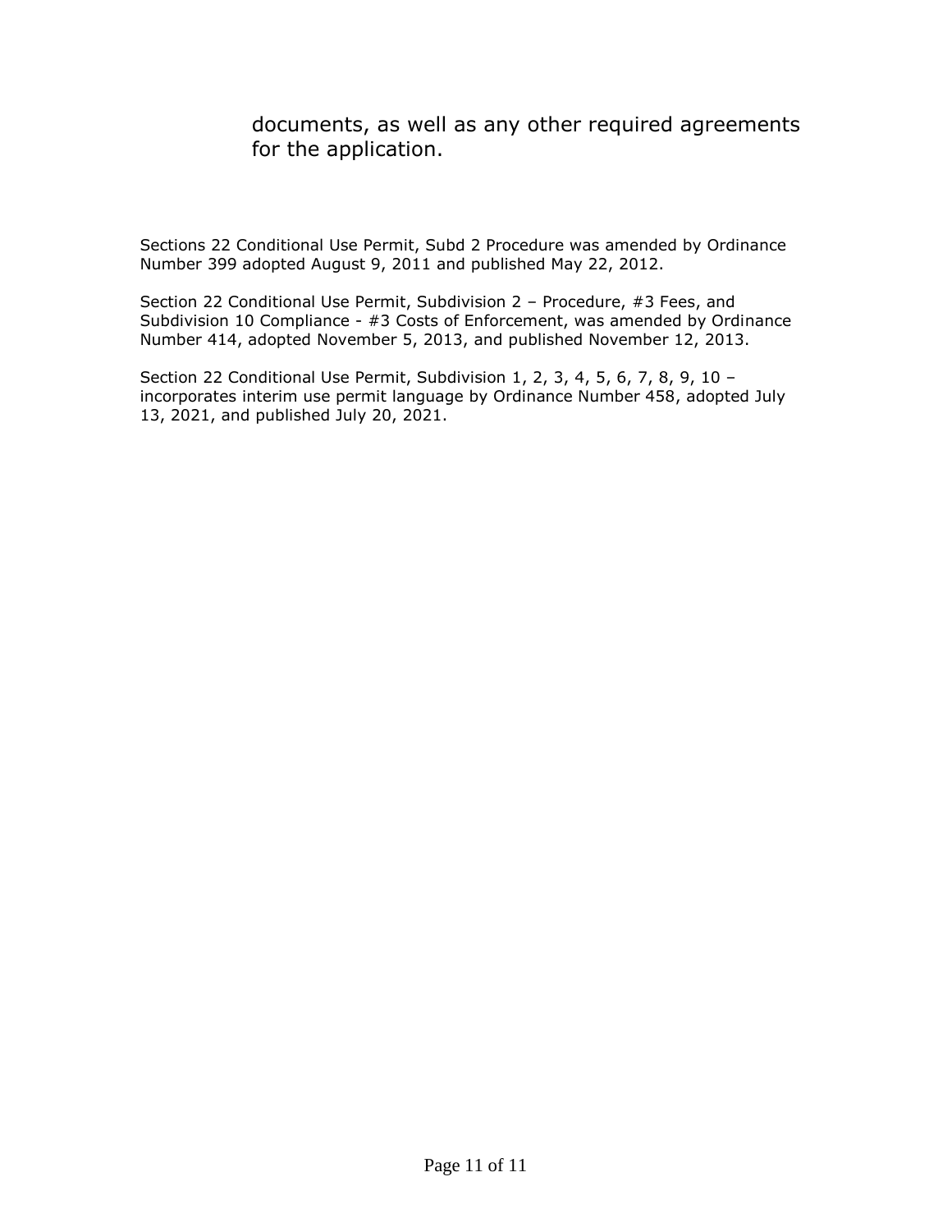documents, as well as any other required agreements for the application.

Sections 22 Conditional Use Permit, Subd 2 Procedure was amended by Ordinance Number 399 adopted August 9, 2011 and published May 22, 2012.

Section 22 Conditional Use Permit, Subdivision 2 – Procedure, #3 Fees, and Subdivision 10 Compliance - #3 Costs of Enforcement, was amended by Ordinance Number 414, adopted November 5, 2013, and published November 12, 2013.

Section 22 Conditional Use Permit, Subdivision 1, 2, 3, 4, 5, 6, 7, 8, 9, 10 – incorporates interim use permit language by Ordinance Number 458, adopted July 13, 2021, and published July 20, 2021.